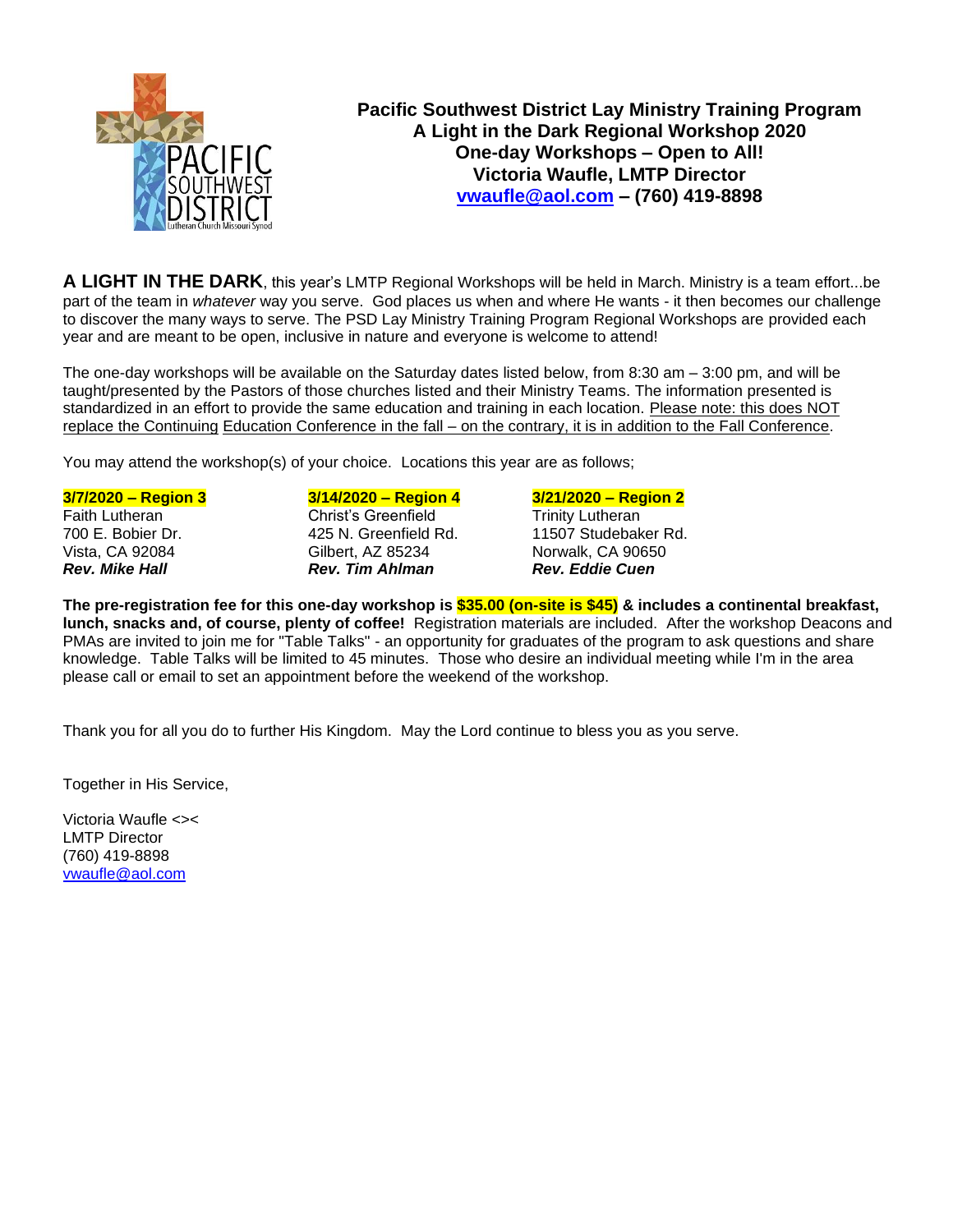# Pacific Southwest District Lay Ministry Training Program

**A Light in the Dark Regional Workshop 2020**
**One-day Workshops – Open to All!**
**Victoria Waufle, LMTP Director**
**vwaufle@aol.com – (760) 419-8898**

**A LIGHT IN THE DARK**, this year's LMTP Regional Workshops will be held in March. Ministry is a team effort...be part of the team in *whatever* way you serve. God places us when and where He wants - it then becomes our challenge to discover the many ways to serve. The PSD Lay Ministry Training Program Regional Workshops are provided each year and are meant to be open, inclusive in nature and everyone is welcome to attend!

The one-day workshops will be available on the Saturday dates listed below, from 8:30 am – 3:00 pm, and will be taught/presented by the Pastors of those churches listed and their Ministry Teams. The information presented is standardized in an effort to provide the same education and training in each location. Please note: this does NOT replace the Continuing Education Conference in the fall – on the contrary, it is in addition to the Fall Conference.

You may attend the workshop(s) of your choice. Locations this year are as follows;

**3/7/2020 – Region 3**
Faith Lutheran
700 E. Bobier Dr.
Vista, CA 92084
***Rev. Mike Hall***

**3/14/2020 – Region 4**
Christ's Greenfield
425 N. Greenfield Rd.
Gilbert, AZ 85234
***Rev. Tim Ahlman***

**3/21/2020 – Region 2**
Trinity Lutheran
11507 Studebaker Rd.
Norwalk, CA 90650
***Rev. Eddie Cuen***

**The pre-registration fee for this one-day workshop is $35.00 (on-site is $45) & includes a continental breakfast, lunch, snacks and, of course, plenty of coffee!** Registration materials are included. After the workshop Deacons and PMAs are invited to join me for "Table Talks" - an opportunity for graduates of the program to ask questions and share knowledge. Table Talks will be limited to 45 minutes. Those who desire an individual meeting while I'm in the area please call or email to set an appointment before the weekend of the workshop.

Thank you for all you do to further His Kingdom. May the Lord continue to bless you as you serve.

Together in His Service,

Victoria Waufle <><
LMTP Director
(760) 419-8898
vwaufle@aol.com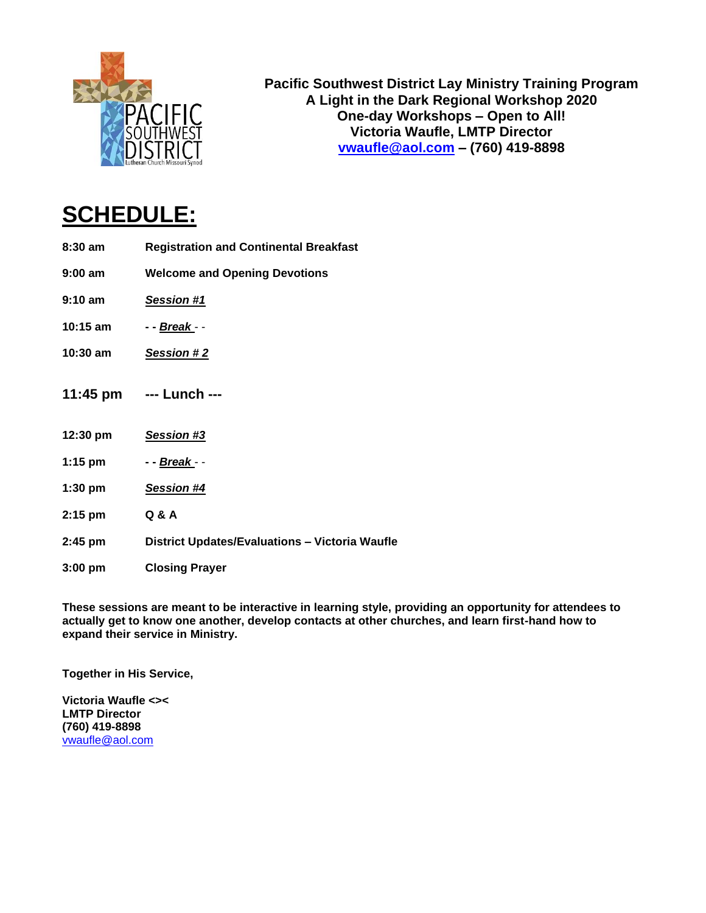**Pacific Southwest District Lay Ministry Training Program**
**A Light in the Dark Regional Workshop 2020**
**One-day Workshops – Open to All!**
**Victoria Waufle, LMTP Director**
**vwaufle@aol.com – (760) 419-8898**

# SCHEDULE:

| | |
|---|---|
| **8:30 am** | **Registration and Continental Breakfast** |
| **9:00 am** | **Welcome and Opening Devotions** |
| **9:10 am** | ***Session #1*** |
| **10:15 am** | **- - *Break* - -** |
| **10:30 am** | ***Session # 2*** |
| **11:45 pm** | **--- Lunch ---** |
| **12:30 pm** | ***Session #3*** |
| **1:15 pm** | **- - *Break* - -** |
| **1:30 pm** | ***Session #4*** |
| **2:15 pm** | **Q & A** |
| **2:45 pm** | **District Updates/Evaluations – Victoria Waufle** |
| **3:00 pm** | **Closing Prayer** |

**These sessions are meant to be interactive in learning style, providing an opportunity for attendees to actually get to know one another, develop contacts at other churches, and learn first-hand how to expand their service in Ministry.**

**Together in His Service,**

**Victoria Waufle <><**
**LMTP Director**
**(760) 419-8898**
vwaufle@aol.com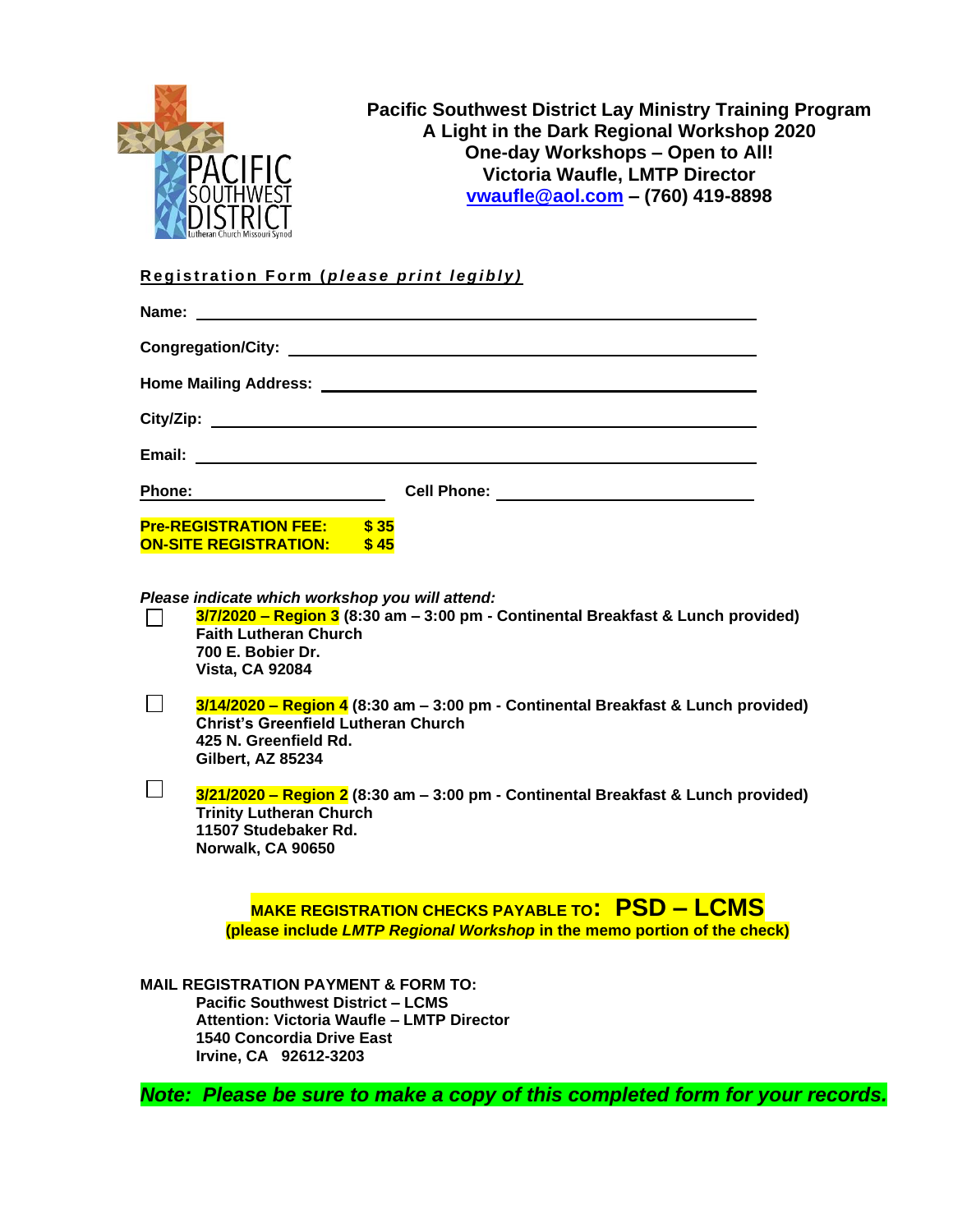**Pacific Southwest District Lay Ministry Training Program**
**A Light in the Dark Regional Workshop 2020**
**One-day Workshops – Open to All!**
**Victoria Waufle, LMTP Director**
**vwaufle@aol.com – (760) 419-8898**

**Registration Form (*please print legibly*)**

**Name:** ______________________________

**Congregation/City:** ______________________________

**Home Mailing Address:** ______________________________

**City/Zip:** ______________________________

**Email:** ______________________________

**Phone:** ______________ **Cell Phone:** ______________

**Pre-REGISTRATION FEE: $ 35**
**ON-SITE REGISTRATION: $ 45**

***Please indicate which workshop you will attend:***

☐ **3/7/2020 – Region 3 (8:30 am – 3:00 pm - Continental Breakfast & Lunch provided)**
**Faith Lutheran Church**
**700 E. Bobier Dr.**
**Vista, CA 92084**

☐ **3/14/2020 – Region 4 (8:30 am – 3:00 pm - Continental Breakfast & Lunch provided)**
**Christ's Greenfield Lutheran Church**
**425 N. Greenfield Rd.**
**Gilbert, AZ 85234**

☐ **3/21/2020 – Region 2 (8:30 am – 3:00 pm - Continental Breakfast & Lunch provided)**
**Trinity Lutheran Church**
**11507 Studebaker Rd.**
**Norwalk, CA 90650**

**MAKE REGISTRATION CHECKS PAYABLE TO: PSD – LCMS**
**(please include *LMTP Regional Workshop* in the memo portion of the check)**

**MAIL REGISTRATION PAYMENT & FORM TO:**
**Pacific Southwest District – LCMS**
**Attention: Victoria Waufle – LMTP Director**
**1540 Concordia Drive East**
**Irvine, CA 92612-3203**

***Note: Please be sure to make a copy of this completed form for your records.***